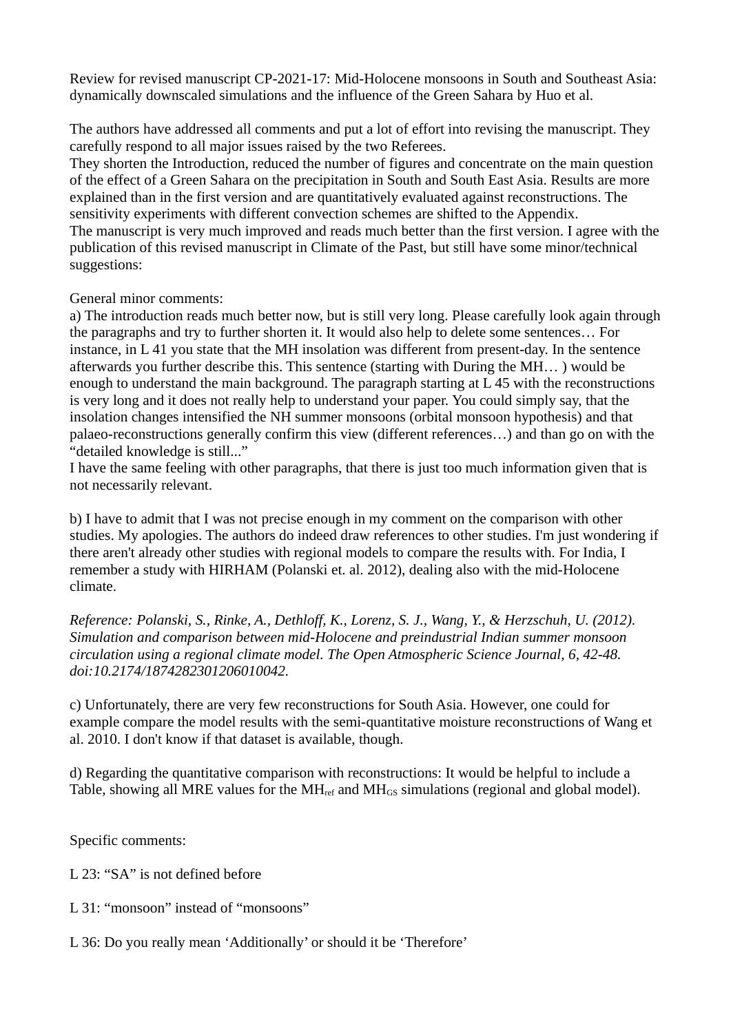Review for revised manuscript CP-2021-17: Mid-Holocene monsoons in South and Southeast Asia: dynamically downscaled simulations and the influence of the Green Sahara by Huo et al.

The authors have addressed all comments and put a lot of effort into revising the manuscript. They carefully respond to all major issues raised by the two Referees.
They shorten the Introduction, reduced the number of figures and concentrate on the main question of the effect of a Green Sahara on the precipitation in South and South East Asia. Results are more explained than in the first version and are quantitatively evaluated against reconstructions. The sensitivity experiments with different convection schemes are shifted to the Appendix.
The manuscript is very much improved and reads much better than the first version. I agree with the publication of this revised manuscript in Climate of the Past, but still have some minor/technical suggestions:

General minor comments:
a) The introduction reads much better now, but is still very long. Please carefully look again through the paragraphs and try to further shorten it. It would also help to delete some sentences… For instance, in L 41 you state that the MH insolation was different from present-day. In the sentence afterwards you further describe this. This sentence (starting with During the MH… ) would be enough to understand the main background. The paragraph starting at L 45 with the reconstructions is very long and it does not really help to understand your paper. You could simply say, that the insolation changes intensified the NH summer monsoons (orbital monsoon hypothesis) and that palaeo-reconstructions generally confirm this view (different references…) and than go on with the "detailed knowledge is still..."
I have the same feeling with other paragraphs, that there is just too much information given that is not necessarily relevant.

b) I have to admit that I was not precise enough in my comment on the comparison with other studies. My apologies. The authors do indeed draw references to other studies. I'm just wondering if there aren't already other studies with regional models to compare the results with. For India, I remember a study with HIRHAM (Polanski et. al. 2012), dealing also with the mid-Holocene climate.

*Reference: Polanski, S., Rinke, A., Dethloff, K., Lorenz, S. J., Wang, Y., & Herzschuh, U. (2012). Simulation and comparison between mid-Holocene and preindustrial Indian summer monsoon circulation using a regional climate model. The Open Atmospheric Science Journal, 6, 42-48. doi:10.2174/1874282301206010042.*

c) Unfortunately, there are very few reconstructions for South Asia. However, one could for example compare the model results with the semi-quantitative moisture reconstructions of Wang et al. 2010. I don't know if that dataset is available, though.

d) Regarding the quantitative comparison with reconstructions: It would be helpful to include a Table, showing all MRE values for the $MH_{ref}$ and $MH_{GS}$ simulations (regional and global model).

Specific comments:

L 23: "SA" is not defined before

L 31: "monsoon" instead of "monsoons"

L 36: Do you really mean 'Additionally' or should it be 'Therefore'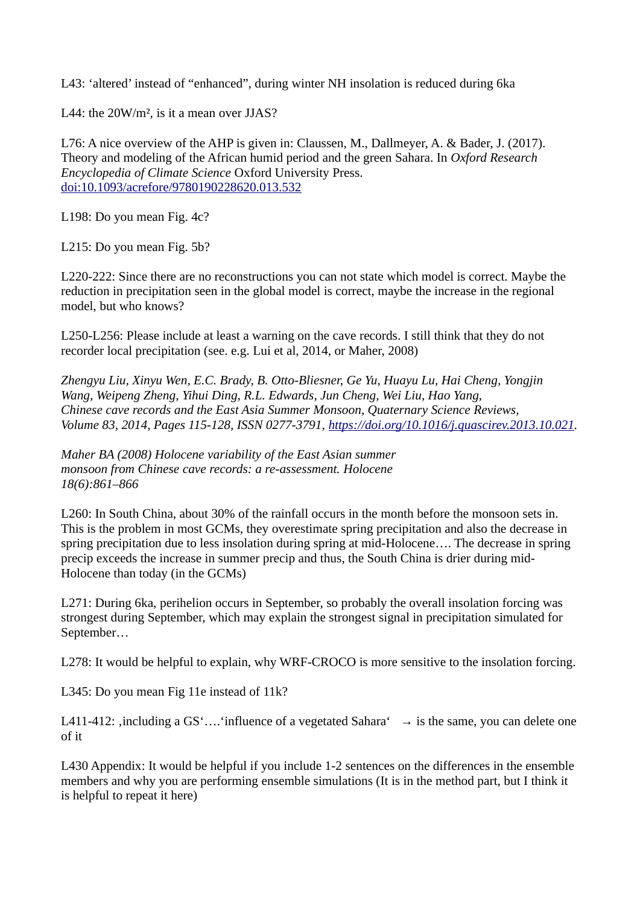L43: ‘altered’ instead of “enhanced”, during winter NH insolation is reduced during 6ka

L44: the $20W/m^2$, is it a mean over JJAS?

L76: A nice overview of the AHP is given in: Claussen, M., Dallmeyer, A. & Bader, J. (2017). Theory and modeling of the African humid period and the green Sahara. In *Oxford Research Encyclopedia of Climate Science* Oxford University Press. doi:10.1093/acrefore/9780190228620.013.532

L198: Do you mean Fig. 4c?

L215: Do you mean Fig. 5b?

L220-222: Since there are no reconstructions you can not state which model is correct. Maybe the reduction in precipitation seen in the global model is correct, maybe the increase in the regional model, but who knows?

L250-L256: Please include at least a warning on the cave records. I still think that they do not recorder local precipitation (see. e.g. Lui et al, 2014, or Maher, 2008)

*Zhengyu Liu, Xinyu Wen, E.C. Brady, B. Otto-Bliesner, Ge Yu, Huayu Lu, Hai Cheng, Yongjin Wang, Weipeng Zheng, Yihui Ding, R.L. Edwards, Jun Cheng, Wei Liu, Hao Yang, Chinese cave records and the East Asia Summer Monsoon, Quaternary Science Reviews, Volume 83, 2014, Pages 115-128, ISSN 0277-3791, https://doi.org/10.1016/j.quascirev.2013.10.021.*

*Maher BA (2008) Holocene variability of the East Asian summer monsoon from Chinese cave records: a re-assessment. Holocene 18(6):861–866*

L260: In South China, about 30% of the rainfall occurs in the month before the monsoon sets in. This is the problem in most GCMs, they overestimate spring precipitation and also the decrease in spring precipitation due to less insolation during spring at mid-Holocene…. The decrease in spring precip exceeds the increase in summer precip and thus, the South China is drier during mid-Holocene than today (in the GCMs)

L271: During 6ka, perihelion occurs in September, so probably the overall insolation forcing was strongest during September, which may explain the strongest signal in precipitation simulated for September…

L278: It would be helpful to explain, why WRF-CROCO is more sensitive to the insolation forcing.

L345: Do you mean Fig 11e instead of 11k?

L411-412: ‚including a GS‘….‘influence of a vegetated Sahara‘ → is the same, you can delete one of it

L430 Appendix: It would be helpful if you include 1-2 sentences on the differences in the ensemble members and why you are performing ensemble simulations (It is in the method part, but I think it is helpful to repeat it here)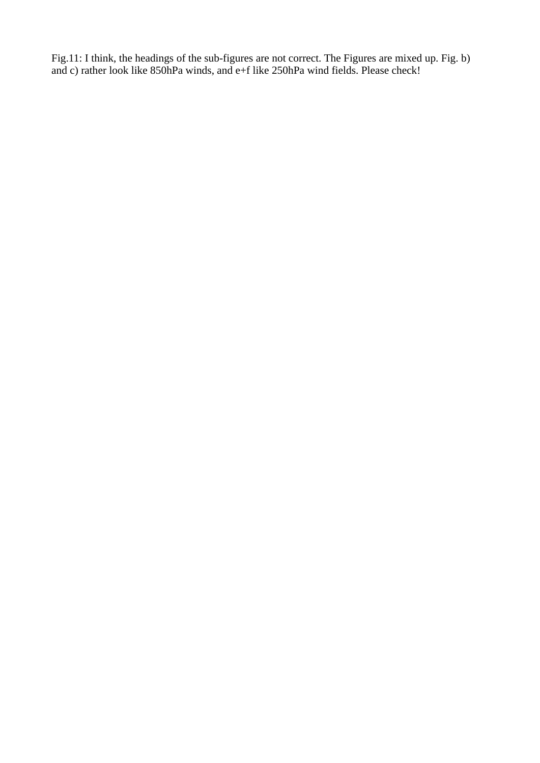Fig.11: I think, the headings of the sub-figures are not correct. The Figures are mixed up. Fig. b) and c) rather look like 850hPa winds, and e+f like 250hPa wind fields. Please check!